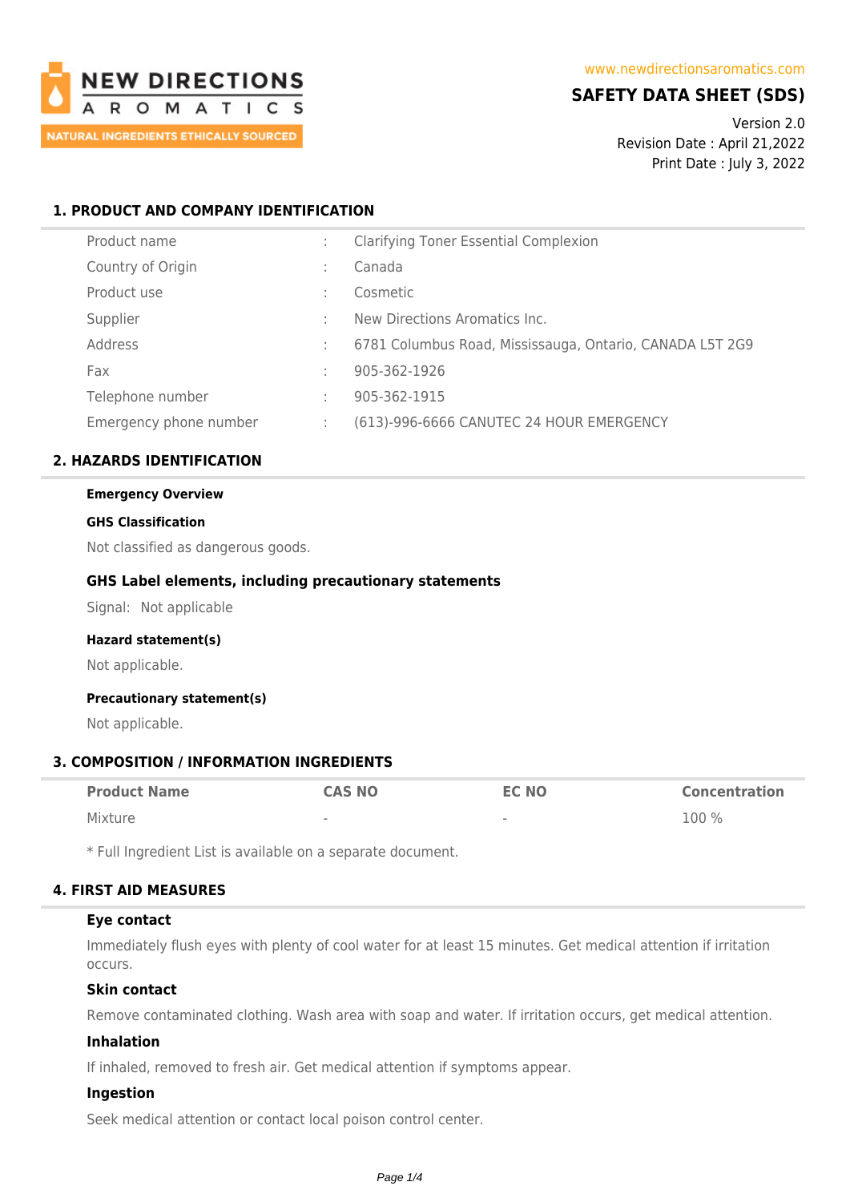NEW DIRECTIONS AROMATICS

NATURAL INGREDIENTS ETHICALLY SOURCED

www.newdirectionsaromatics.com

# SAFETY DATA SHEET (SDS)

Version 2.0
Revision Date : April 21,2022
Print Date : July 3, 2022

## 1. PRODUCT AND COMPANY IDENTIFICATION

| | | |
|---|---|---|
| Product name | : | Clarifying Toner Essential Complexion |
| Country of Origin | : | Canada |
| Product use | : | Cosmetic |
| Supplier | : | New Directions Aromatics Inc. |
| Address | : | 6781 Columbus Road, Mississauga, Ontario, CANADA L5T 2G9 |
| Fax | : | 905-362-1926 |
| Telephone number | : | 905-362-1915 |
| Emergency phone number | : | (613)-996-6666 CANUTEC 24 HOUR EMERGENCY |

## 2. HAZARDS IDENTIFICATION

**Emergency Overview**

**GHS Classification**

Not classified as dangerous goods.

### GHS Label elements, including precautionary statements

Signal: Not applicable

**Hazard statement(s)**

Not applicable.

**Precautionary statement(s)**

Not applicable.

## 3. COMPOSITION / INFORMATION INGREDIENTS

| Product Name | CAS NO | EC NO | Concentration |
|---|---|---|---|
| Mixture | - | - | 100 % |

* Full Ingredient List is available on a separate document.

## 4. FIRST AID MEASURES

### Eye contact

Immediately flush eyes with plenty of cool water for at least 15 minutes. Get medical attention if irritation occurs.

### Skin contact

Remove contaminated clothing. Wash area with soap and water. If irritation occurs, get medical attention.

### Inhalation

If inhaled, removed to fresh air. Get medical attention if symptoms appear.

### Ingestion

Seek medical attention or contact local poison control center.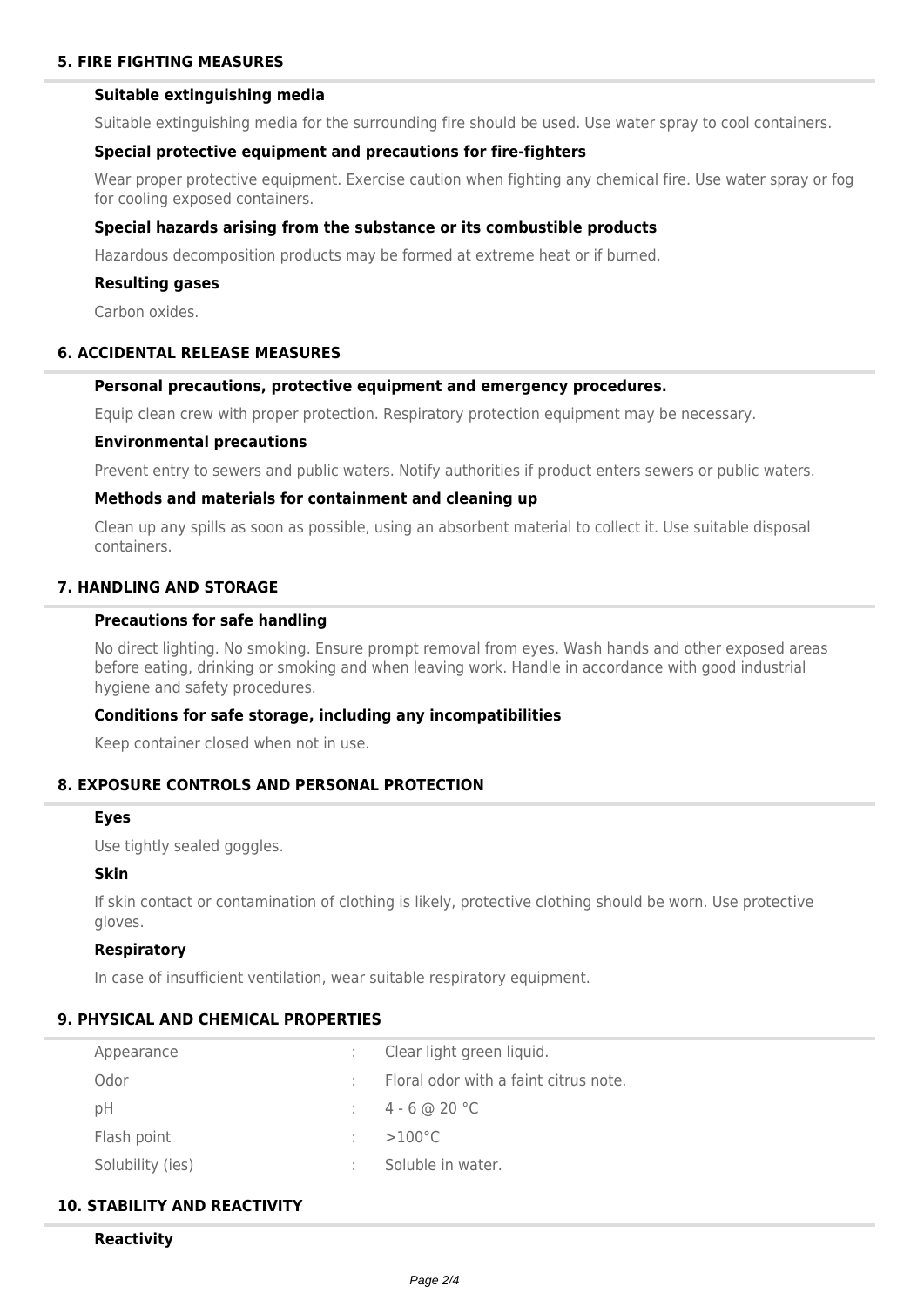## 5. FIRE FIGHTING MEASURES

### Suitable extinguishing media

Suitable extinguishing media for the surrounding fire should be used. Use water spray to cool containers.

### Special protective equipment and precautions for fire-fighters

Wear proper protective equipment. Exercise caution when fighting any chemical fire. Use water spray or fog for cooling exposed containers.

### Special hazards arising from the substance or its combustible products

Hazardous decomposition products may be formed at extreme heat or if burned.

### Resulting gases

Carbon oxides.

## 6. ACCIDENTAL RELEASE MEASURES

### Personal precautions, protective equipment and emergency procedures.

Equip clean crew with proper protection. Respiratory protection equipment may be necessary.

### Environmental precautions

Prevent entry to sewers and public waters. Notify authorities if product enters sewers or public waters.

### Methods and materials for containment and cleaning up

Clean up any spills as soon as possible, using an absorbent material to collect it. Use suitable disposal containers.

## 7. HANDLING AND STORAGE

### Precautions for safe handling

No direct lighting. No smoking. Ensure prompt removal from eyes. Wash hands and other exposed areas before eating, drinking or smoking and when leaving work. Handle in accordance with good industrial hygiene and safety procedures.

### Conditions for safe storage, including any incompatibilities

Keep container closed when not in use.

## 8. EXPOSURE CONTROLS AND PERSONAL PROTECTION

### Eyes

Use tightly sealed goggles.

### Skin

If skin contact or contamination of clothing is likely, protective clothing should be worn. Use protective gloves.

### Respiratory

In case of insufficient ventilation, wear suitable respiratory equipment.

## 9. PHYSICAL AND CHEMICAL PROPERTIES

| | | |
|---|---|---|
| Appearance | : | Clear light green liquid. |
| Odor | : | Floral odor with a faint citrus note. |
| pH | : | 4 - 6 @ 20 °C |
| Flash point | : | >100°C |
| Solubility (ies) | : | Soluble in water. |

## 10. STABILITY AND REACTIVITY

### Reactivity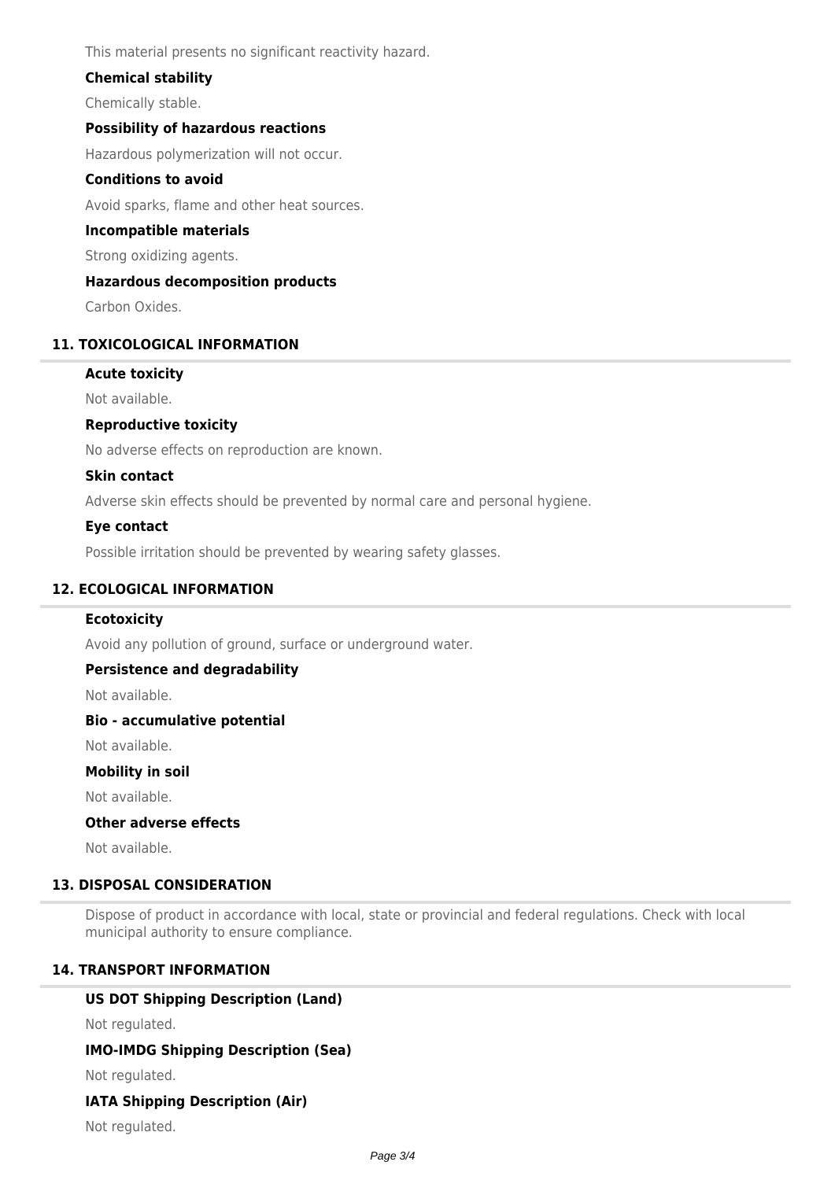This material presents no significant reactivity hazard.

### Chemical stability

Chemically stable.

### Possibility of hazardous reactions

Hazardous polymerization will not occur.

### Conditions to avoid

Avoid sparks, flame and other heat sources.

### Incompatible materials

Strong oxidizing agents.

### Hazardous decomposition products

Carbon Oxides.

## 11. TOXICOLOGICAL INFORMATION

### Acute toxicity

Not available.

### Reproductive toxicity

No adverse effects on reproduction are known.

### Skin contact

Adverse skin effects should be prevented by normal care and personal hygiene.

### Eye contact

Possible irritation should be prevented by wearing safety glasses.

## 12. ECOLOGICAL INFORMATION

### Ecotoxicity

Avoid any pollution of ground, surface or underground water.

### Persistence and degradability

Not available.

### Bio - accumulative potential

Not available.

### Mobility in soil

Not available.

### Other adverse effects

Not available.

## 13. DISPOSAL CONSIDERATION

Dispose of product in accordance with local, state or provincial and federal regulations. Check with local municipal authority to ensure compliance.

## 14. TRANSPORT INFORMATION

### US DOT Shipping Description (Land)

Not regulated.

### IMO-IMDG Shipping Description (Sea)

Not regulated.

### IATA Shipping Description (Air)

Not regulated.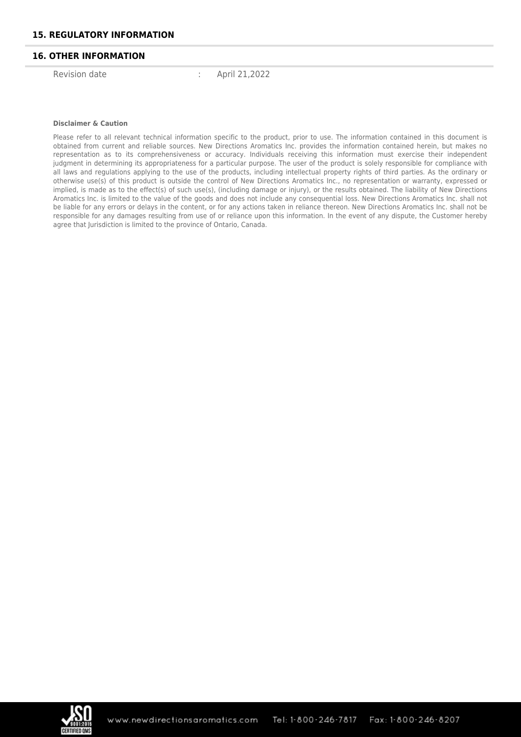## 15. REGULATORY INFORMATION

## 16. OTHER INFORMATION

Revision date : April 21,2022

**Disclaimer & Caution**

Please refer to all relevant technical information specific to the product, prior to use. The information contained in this document is obtained from current and reliable sources. New Directions Aromatics Inc. provides the information contained herein, but makes no representation as to its comprehensiveness or accuracy. Individuals receiving this information must exercise their independent judgment in determining its appropriateness for a particular purpose. The user of the product is solely responsible for compliance with all laws and regulations applying to the use of the products, including intellectual property rights of third parties. As the ordinary or otherwise use(s) of this product is outside the control of New Directions Aromatics Inc., no representation or warranty, expressed or implied, is made as to the effect(s) of such use(s), (including damage or injury), or the results obtained. The liability of New Directions Aromatics Inc. is limited to the value of the goods and does not include any consequential loss. New Directions Aromatics Inc. shall not be liable for any errors or delays in the content, or for any actions taken in reliance thereon. New Directions Aromatics Inc. shall not be responsible for any damages resulting from use of or reliance upon this information. In the event of any dispute, the Customer hereby agree that Jurisdiction is limited to the province of Ontario, Canada.